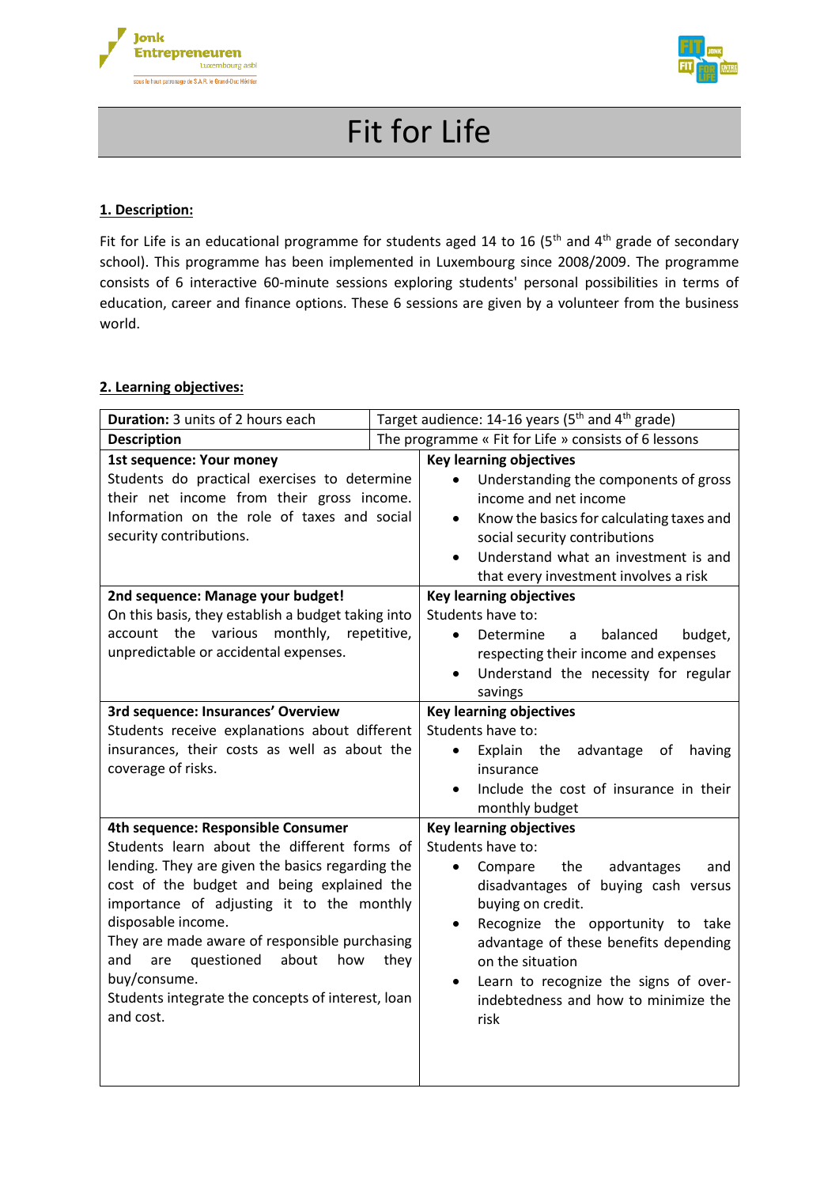# Fit for Life

## 1. Description:

Fit for Life is an educational programme for students aged 14 to 16 (5th and 4th grade of secondary school). This programme has been implemented in Luxembourg since 2008/2009. The programme consists of 6 interactive 60-minute sessions exploring students' personal possibilities in terms of education, career and finance options. These 6 sessions are given by a volunteer from the business world.

## 2. Learning objectives:

| **Duration:** 3 units of 2 hours each | Target audience: 14-16 years (5th and 4th grade) |
|---|---|
| **Description** | The programme « Fit for Life » consists of 6 lessons |
| **1st sequence: Your money**<br>Students do practical exercises to determine their net income from their gross income. Information on the role of taxes and social security contributions. | **Key learning objectives**<br>• Understanding the components of gross income and net income<br>• Know the basics for calculating taxes and social security contributions<br>• Understand what an investment is and that every investment involves a risk |
| **2nd sequence: Manage your budget!**<br>On this basis, they establish a budget taking into account the various monthly, repetitive, unpredictable or accidental expenses. | **Key learning objectives**<br>Students have to:<br>• Determine a balanced budget, respecting their income and expenses<br>• Understand the necessity for regular savings |
| **3rd sequence: Insurances' Overview**<br>Students receive explanations about different insurances, their costs as well as about the coverage of risks. | **Key learning objectives**<br>Students have to:<br>• Explain the advantage of having insurance<br>• Include the cost of insurance in their monthly budget |
| **4th sequence: Responsible Consumer**<br>Students learn about the different forms of lending. They are given the basics regarding the cost of the budget and being explained the importance of adjusting it to the monthly disposable income.<br>They are made aware of responsible purchasing and are questioned about how they buy/consume.<br>Students integrate the concepts of interest, loan and cost. | **Key learning objectives**<br>Students have to:<br>• Compare the advantages and disadvantages of buying cash versus buying on credit.<br>• Recognize the opportunity to take advantage of these benefits depending on the situation<br>• Learn to recognize the signs of over-indebtedness and how to minimize the risk |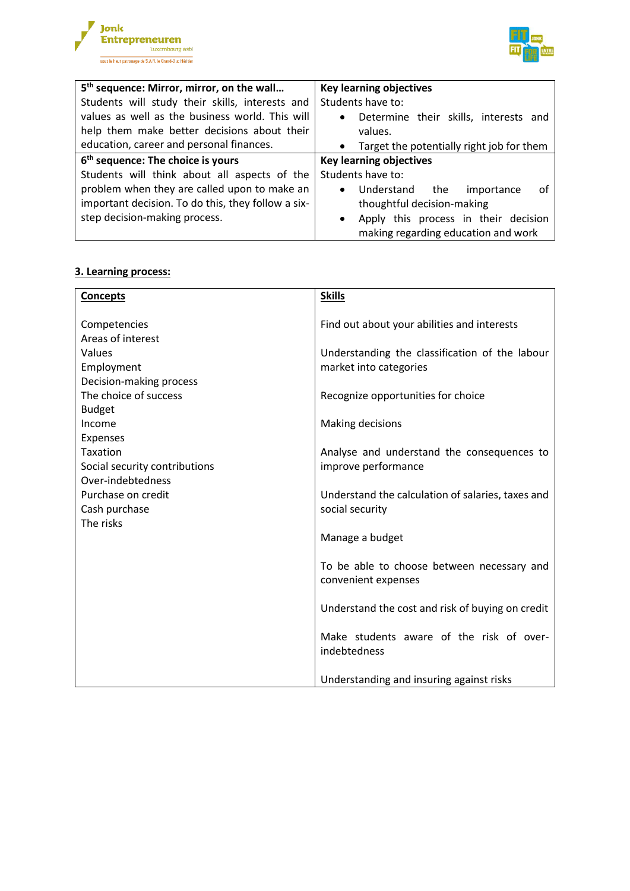| 5th sequence: Mirror, mirror, on the wall… | Key learning objectives |
|---|---|
| Students will study their skills, interests and values as well as the business world. This will help them make better decisions about their education, career and personal finances. | Students have to:<br>• Determine their skills, interests and values.<br>• Target the potentially right job for them |
| **6th sequence: The choice is yours** | **Key learning objectives** |
| Students will think about all aspects of the problem when they are called upon to make an important decision. To do this, they follow a six-step decision-making process. | Students have to:<br>• Understand the importance of thoughtful decision-making<br>• Apply this process in their decision making regarding education and work |

## 3. Learning process:

| Concepts | Skills |
|---|---|
| Competencies<br>Areas of interest<br>Values<br>Employment<br>Decision-making process<br>The choice of success<br>Budget<br>Income<br>Expenses<br>Taxation<br>Social security contributions<br>Over-indebtedness<br>Purchase on credit<br>Cash purchase<br>The risks | Find out about your abilities and interests<br><br>Understanding the classification of the labour market into categories<br><br>Recognize opportunities for choice<br><br>Making decisions<br><br>Analyse and understand the consequences to improve performance<br><br>Understand the calculation of salaries, taxes and social security<br><br>Manage a budget<br><br>To be able to choose between necessary and convenient expenses<br><br>Understand the cost and risk of buying on credit<br><br>Make students aware of the risk of over-indebtedness<br><br>Understanding and insuring against risks |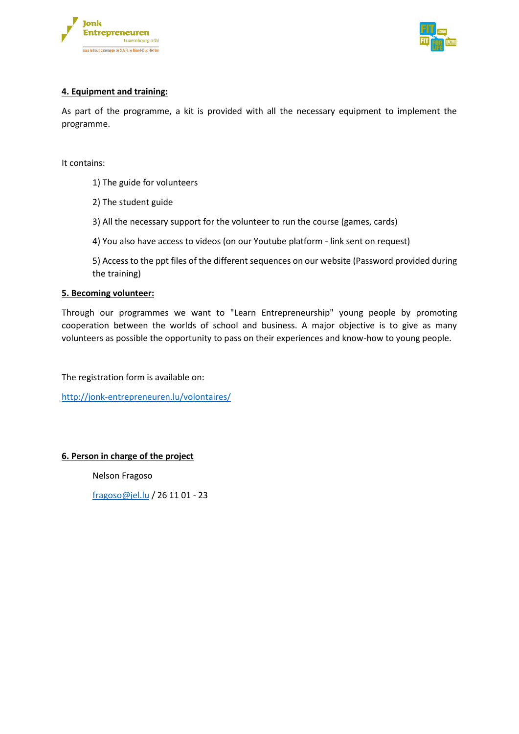**4. Equipment and training:**

As part of the programme, a kit is provided with all the necessary equipment to implement the programme.

It contains:

1) The guide for volunteers

2) The student guide

3) All the necessary support for the volunteer to run the course (games, cards)

4) You also have access to videos (on our Youtube platform - link sent on request)

5) Access to the ppt files of the different sequences on our website (Password provided during the training)

**5. Becoming volunteer:**

Through our programmes we want to "Learn Entrepreneurship" young people by promoting cooperation between the worlds of school and business. A major objective is to give as many volunteers as possible the opportunity to pass on their experiences and know-how to young people.

The registration form is available on:

http://jonk-entrepreneuren.lu/volontaires/

**6. Person in charge of the project**

Nelson Fragoso

fragoso@jel.lu / 26 11 01 - 23